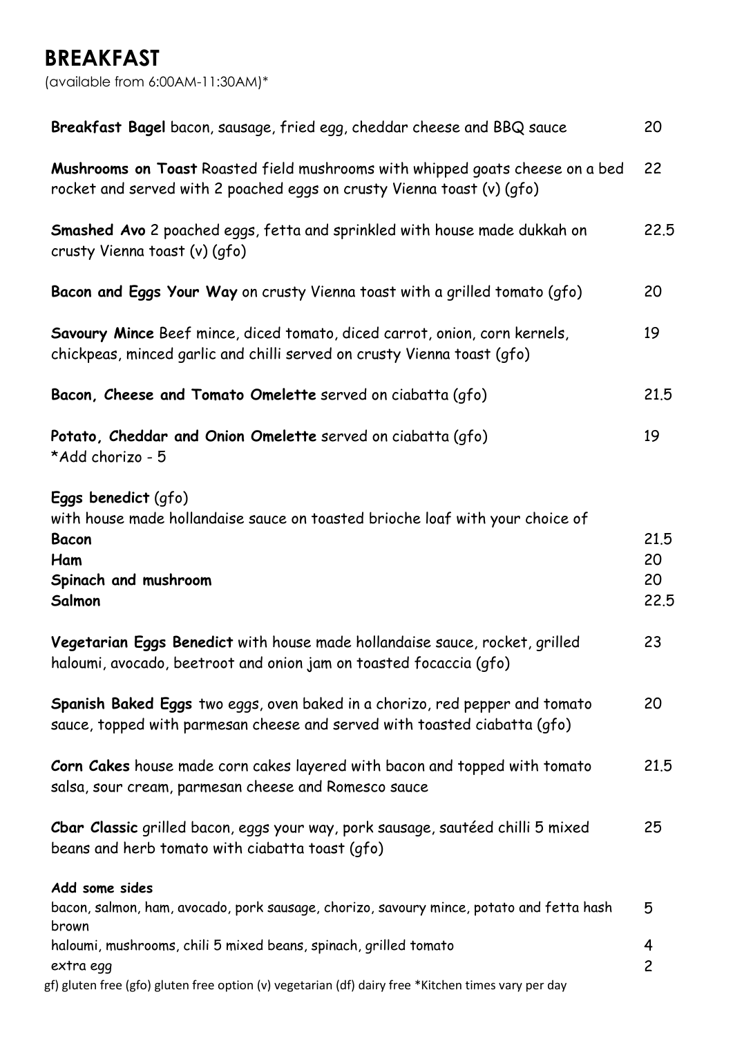# BREAKFAST

(available from 6:00AM-11:30AM)*

| | |
|---|---|
| **Breakfast Bagel** bacon, sausage, fried egg, cheddar cheese and BBQ sauce | 20 |
| **Mushrooms on Toast** Roasted field mushrooms with whipped goats cheese on a bed rocket and served with 2 poached eggs on crusty Vienna toast (v) (gfo) | 22 |
| **Smashed Avo** 2 poached eggs, fetta and sprinkled with house made dukkah on crusty Vienna toast (v) (gfo) | 22.5 |
| **Bacon and Eggs Your Way** on crusty Vienna toast with a grilled tomato (gfo) | 20 |
| **Savoury Mince** Beef mince, diced tomato, diced carrot, onion, corn kernels, chickpeas, minced garlic and chilli served on crusty Vienna toast (gfo) | 19 |
| **Bacon, Cheese and Tomato Omelette** served on ciabatta (gfo) | 21.5 |
| **Potato, Cheddar and Onion Omelette** served on ciabatta (gfo)<br>*Add chorizo - 5 | 19 |
| **Eggs benedict** (gfo)<br>with house made hollandaise sauce on toasted brioche loaf with your choice of | |
| **Bacon** | 21.5 |
| **Ham** | 20 |
| **Spinach and mushroom** | 20 |
| **Salmon** | 22.5 |
| **Vegetarian Eggs Benedict** with house made hollandaise sauce, rocket, grilled haloumi, avocado, beetroot and onion jam on toasted focaccia (gfo) | 23 |
| **Spanish Baked Eggs** two eggs, oven baked in a chorizo, red pepper and tomato sauce, topped with parmesan cheese and served with toasted ciabatta (gfo) | 20 |
| **Corn Cakes** house made corn cakes layered with bacon and topped with tomato salsa, sour cream, parmesan cheese and Romesco sauce | 21.5 |
| **Cbar Classic** grilled bacon, eggs your way, pork sausage, sautéed chilli 5 mixed beans and herb tomato with ciabatta toast (gfo) | 25 |

**Add some sides**

| | |
|---|---|
| bacon, salmon, ham, avocado, pork sausage, chorizo, savoury mince, potato and fetta hash brown | 5 |
| haloumi, mushrooms, chili 5 mixed beans, spinach, grilled tomato | 4 |
| extra egg | 2 |

gf) gluten free (gfo) gluten free option (v) vegetarian (df) dairy free *Kitchen times vary per day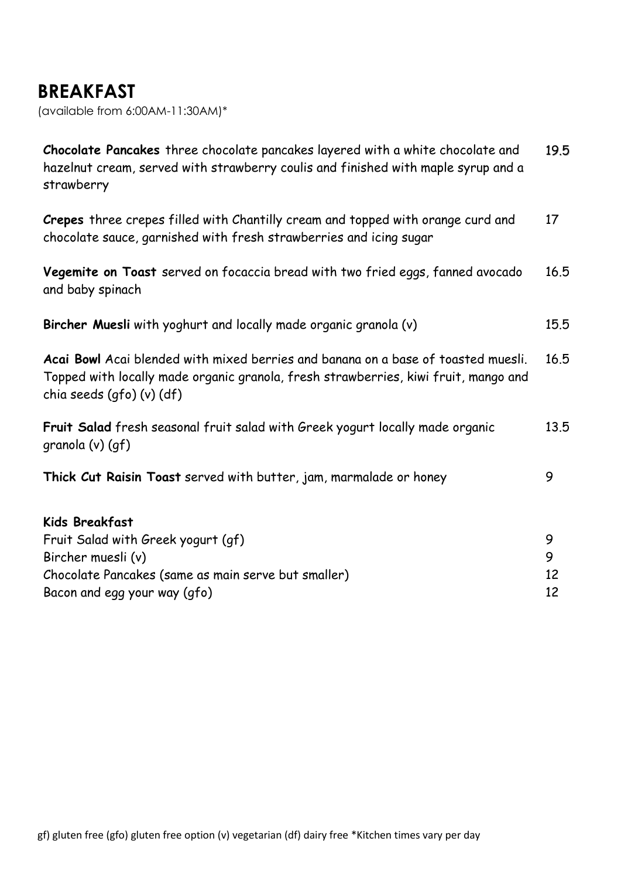# BREAKFAST

(available from 6:00AM-11:30AM)*

| | |
|---|---|
| **Chocolate Pancakes** three chocolate pancakes layered with a white chocolate and hazelnut cream, served with strawberry coulis and finished with maple syrup and a strawberry | 19.5 |
| **Crepes** three crepes filled with Chantilly cream and topped with orange curd and chocolate sauce, garnished with fresh strawberries and icing sugar | 17 |
| **Vegemite on Toast** served on focaccia bread with two fried eggs, fanned avocado and baby spinach | 16.5 |
| **Bircher Muesli** with yoghurt and locally made organic granola (v) | 15.5 |
| **Acai Bowl** Acai blended with mixed berries and banana on a base of toasted muesli. Topped with locally made organic granola, fresh strawberries, kiwi fruit, mango and chia seeds (gfo) (v) (df) | 16.5 |
| **Fruit Salad** fresh seasonal fruit salad with Greek yogurt locally made organic granola (v) (gf) | 13.5 |
| **Thick Cut Raisin Toast** served with butter, jam, marmalade or honey | 9 |

**Kids Breakfast**

| | |
|---|---|
| Fruit Salad with Greek yogurt (gf) | 9 |
| Bircher muesli (v) | 9 |
| Chocolate Pancakes (same as main serve but smaller) | 12 |
| Bacon and egg your way (gfo) | 12 |

gf) gluten free (gfo) gluten free option (v) vegetarian (df) dairy free *Kitchen times vary per day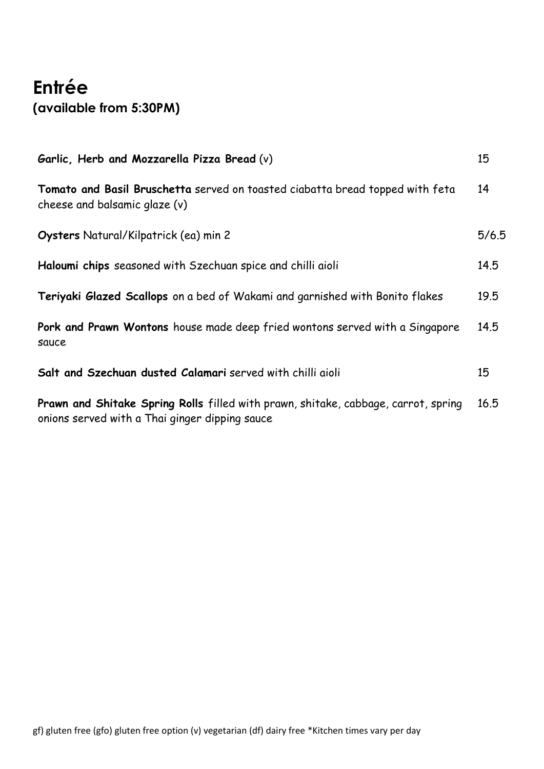# Entrée

## (available from 5:30PM)

| | |
|---|---|
| **Garlic, Herb and Mozzarella Pizza Bread** (v) | 15 |
| **Tomato and Basil Bruschetta** served on toasted ciabatta bread topped with feta cheese and balsamic glaze (v) | 14 |
| **Oysters** Natural/Kilpatrick (ea) min 2 | 5/6.5 |
| **Haloumi chips** seasoned with Szechuan spice and chilli aioli | 14.5 |
| **Teriyaki Glazed Scallops** on a bed of Wakami and garnished with Bonito flakes | 19.5 |
| **Pork and Prawn Wontons** house made deep fried wontons served with a Singapore sauce | 14.5 |
| **Salt and Szechuan dusted Calamari** served with chilli aioli | 15 |
| **Prawn and Shitake Spring Rolls** filled with prawn, shitake, cabbage, carrot, spring onions served with a Thai ginger dipping sauce | 16.5 |

gf) gluten free (gfo) gluten free option (v) vegetarian (df) dairy free *Kitchen times vary per day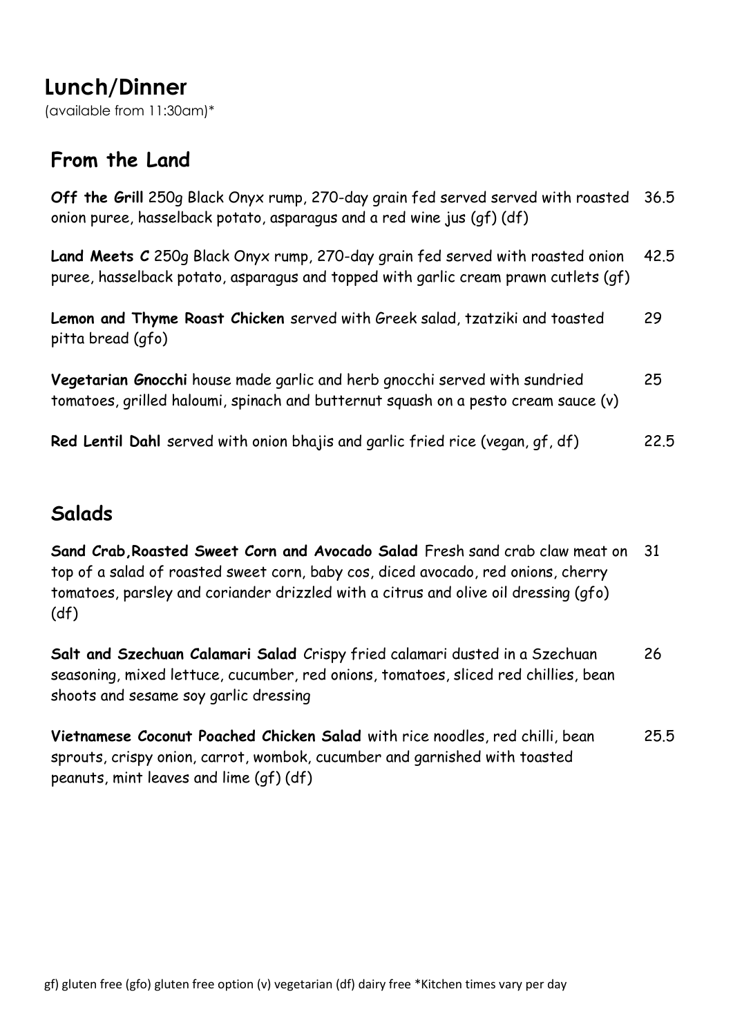# Lunch/Dinner

(available from 11:30am)*

## From the Land

**Off the Grill** 250g Black Onyx rump, 270-day grain fed served served with roasted onion puree, hasselback potato, asparagus and a red wine jus (gf) (df) 36.5

**Land Meets C** 250g Black Onyx rump, 270-day grain fed served with roasted onion puree, hasselback potato, asparagus and topped with garlic cream prawn cutlets (gf) 42.5

**Lemon and Thyme Roast Chicken** served with Greek salad, tzatziki and toasted pitta bread (gfo) 29

**Vegetarian Gnocchi** house made garlic and herb gnocchi served with sundried tomatoes, grilled haloumi, spinach and butternut squash on a pesto cream sauce (v) 25

**Red Lentil Dahl** served with onion bhajis and garlic fried rice (vegan, gf, df) 22.5

## Salads

**Sand Crab,Roasted Sweet Corn and Avocado Salad** Fresh sand crab claw meat on top of a salad of roasted sweet corn, baby cos, diced avocado, red onions, cherry tomatoes, parsley and coriander drizzled with a citrus and olive oil dressing (gfo) (df) 31

**Salt and Szechuan Calamari Salad** Crispy fried calamari dusted in a Szechuan seasoning, mixed lettuce, cucumber, red onions, tomatoes, sliced red chillies, bean shoots and sesame soy garlic dressing 26

**Vietnamese Coconut Poached Chicken Salad** with rice noodles, red chilli, bean sprouts, crispy onion, carrot, wombok, cucumber and garnished with toasted peanuts, mint leaves and lime (gf) (df) 25.5

gf) gluten free (gfo) gluten free option (v) vegetarian (df) dairy free *Kitchen times vary per day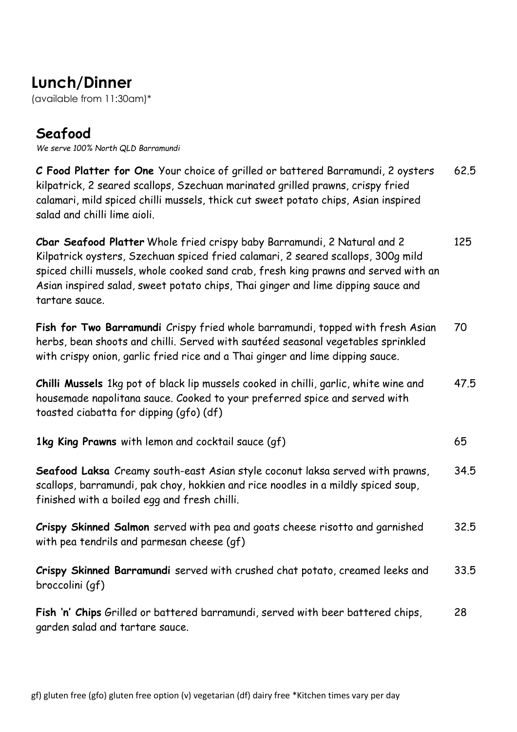# Lunch/Dinner

(available from 11:30am)*

## Seafood

*We serve 100% North QLD Barramundi*

**C Food Platter for One** Your choice of grilled or battered Barramundi, 2 oysters kilpatrick, 2 seared scallops, Szechuan marinated grilled prawns, crispy fried calamari, mild spiced chilli mussels, thick cut sweet potato chips, Asian inspired salad and chilli lime aioli. 62.5

**Cbar Seafood Platter** Whole fried crispy baby Barramundi, 2 Natural and 2 Kilpatrick oysters, Szechuan spiced fried calamari, 2 seared scallops, 300g mild spiced chilli mussels, whole cooked sand crab, fresh king prawns and served with an Asian inspired salad, sweet potato chips, Thai ginger and lime dipping sauce and tartare sauce. 125

**Fish for Two Barramundi** Crispy fried whole barramundi, topped with fresh Asian herbs, bean shoots and chilli. Served with sautéed seasonal vegetables sprinkled with crispy onion, garlic fried rice and a Thai ginger and lime dipping sauce. 70

**Chilli Mussels** 1kg pot of black lip mussels cooked in chilli, garlic, white wine and housemade napolitana sauce. Cooked to your preferred spice and served with toasted ciabatta for dipping (gfo) (df) 47.5

**1kg King Prawns** with lemon and cocktail sauce (gf) 65

**Seafood Laksa** Creamy south-east Asian style coconut laksa served with prawns, scallops, barramundi, pak choy, hokkien and rice noodles in a mildly spiced soup, finished with a boiled egg and fresh chilli. 34.5

**Crispy Skinned Salmon** served with pea and goats cheese risotto and garnished with pea tendrils and parmesan cheese (gf) 32.5

**Crispy Skinned Barramundi** served with crushed chat potato, creamed leeks and broccolini (gf) 33.5

**Fish 'n' Chips** Grilled or battered barramundi, served with beer battered chips, garden salad and tartare sauce. 28

gf) gluten free (gfo) gluten free option (v) vegetarian (df) dairy free *Kitchen times vary per day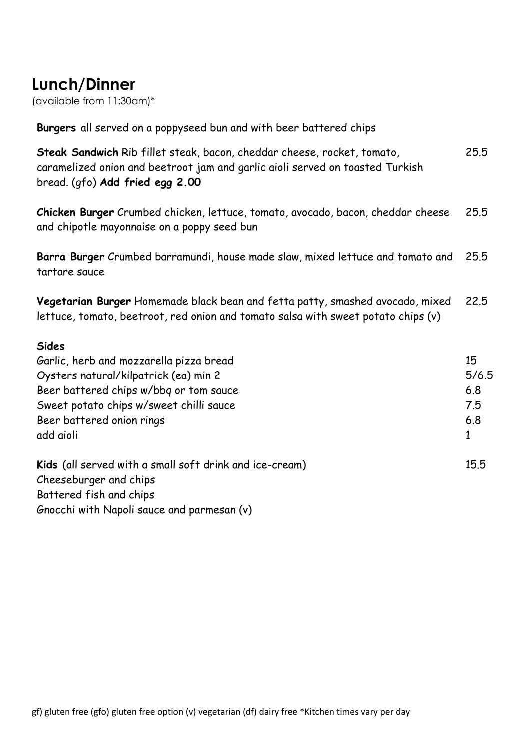# Lunch/Dinner

(available from 11:30am)*

**Burgers** all served on a poppyseed bun and with beer battered chips

| | |
|---|---|
| **Steak Sandwich** Rib fillet steak, bacon, cheddar cheese, rocket, tomato, caramelized onion and beetroot jam and garlic aioli served on toasted Turkish bread. (gfo) **Add fried egg 2.00** | 25.5 |
| **Chicken Burger** Crumbed chicken, lettuce, tomato, avocado, bacon, cheddar cheese and chipotle mayonnaise on a poppy seed bun | 25.5 |
| **Barra Burger** Crumbed barramundi, house made slaw, mixed lettuce and tomato and tartare sauce | 25.5 |
| **Vegetarian Burger** Homemade black bean and fetta patty, smashed avocado, mixed lettuce, tomato, beetroot, red onion and tomato salsa with sweet potato chips (v) | 22.5 |

**Sides**

| | |
|---|---|
| Garlic, herb and mozzarella pizza bread | 15 |
| Oysters natural/kilpatrick (ea) min 2 | 5/6.5 |
| Beer battered chips w/bbq or tom sauce | 6.8 |
| Sweet potato chips w/sweet chilli sauce | 7.5 |
| Beer battered onion rings | 6.8 |
| add aioli | 1 |

| | |
|---|---|
| **Kids** (all served with a small soft drink and ice-cream) | 15.5 |

Cheeseburger and chips
Battered fish and chips
Gnocchi with Napoli sauce and parmesan (v)

gf) gluten free (gfo) gluten free option (v) vegetarian (df) dairy free *Kitchen times vary per day